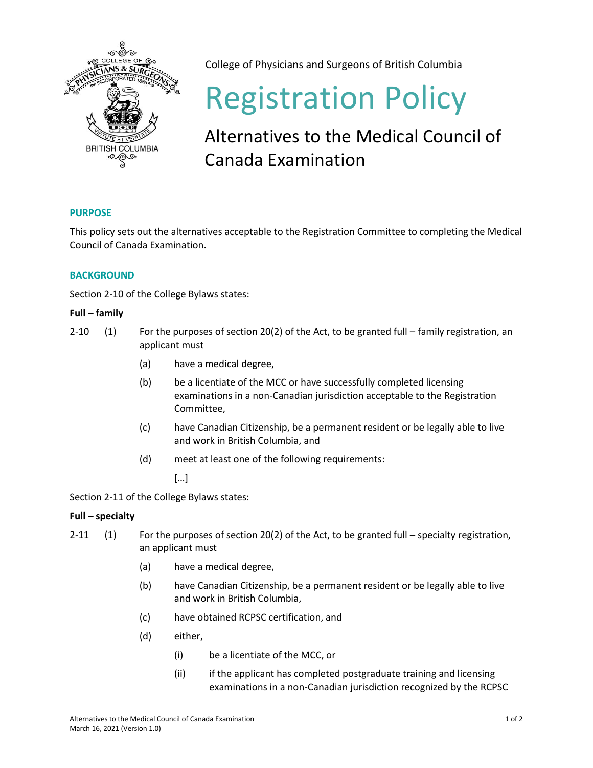College of Physicians and Surgeons of British Columbia

# Registration Policy

## Alternatives to the Medical Council of Canada Examination

### PURPOSE

This policy sets out the alternatives acceptable to the Registration Committee to completing the Medical Council of Canada Examination.

### BACKGROUND

Section 2-10 of the College Bylaws states:

**Full – family**

2-10 (1) For the purposes of section 20(2) of the Act, to be granted full – family registration, an applicant must

- (a) have a medical degree,
- (b) be a licentiate of the MCC or have successfully completed licensing examinations in a non-Canadian jurisdiction acceptable to the Registration Committee,
- (c) have Canadian Citizenship, be a permanent resident or be legally able to live and work in British Columbia, and
- (d) meet at least one of the following requirements:

  […]

Section 2-11 of the College Bylaws states:

**Full – specialty**

2-11 (1) For the purposes of section 20(2) of the Act, to be granted full – specialty registration, an applicant must

- (a) have a medical degree,
- (b) have Canadian Citizenship, be a permanent resident or be legally able to live and work in British Columbia,
- (c) have obtained RCPSC certification, and
- (d) either,
  - (i) be a licentiate of the MCC, or
  - (ii) if the applicant has completed postgraduate training and licensing examinations in a non-Canadian jurisdiction recognized by the RCPSC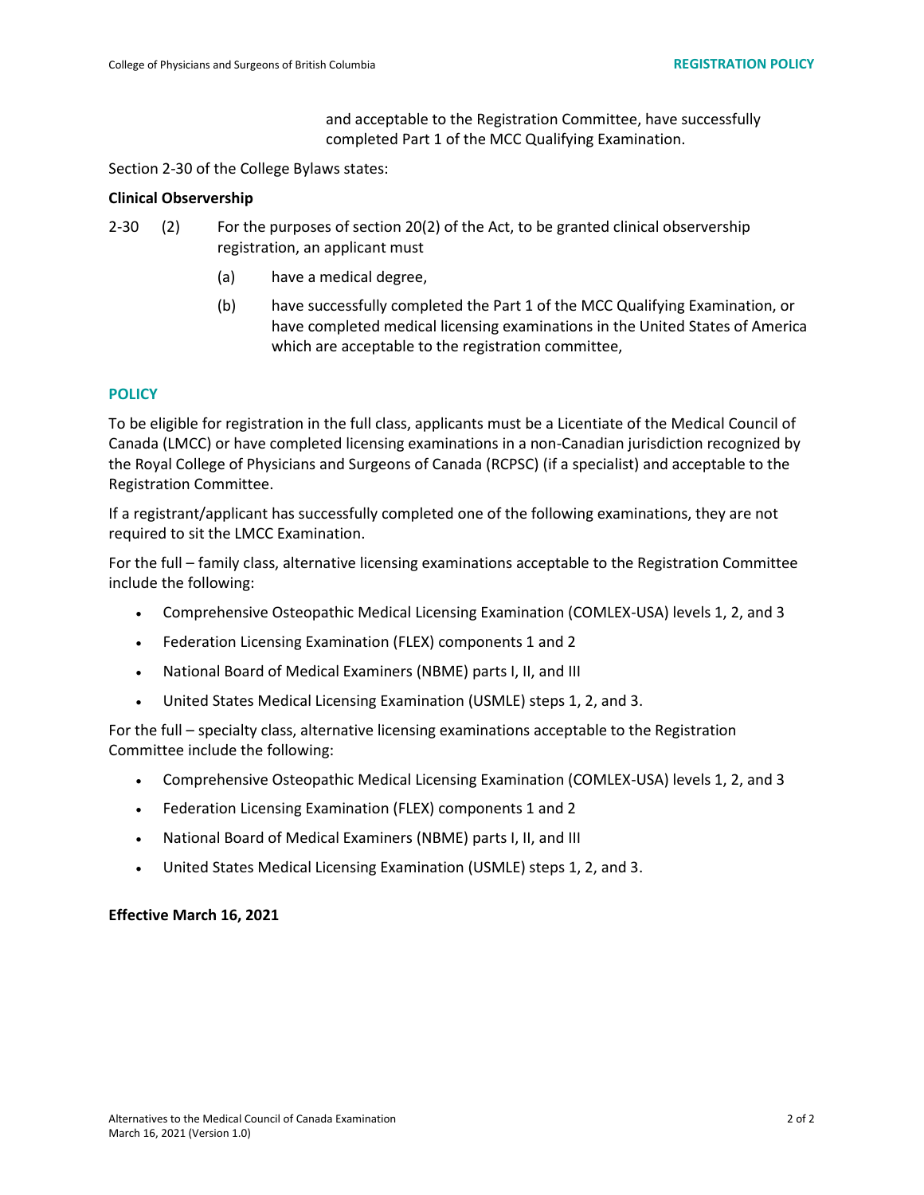and acceptable to the Registration Committee, have successfully completed Part 1 of the MCC Qualifying Examination.

Section 2-30 of the College Bylaws states:

**Clinical Observership**

2-30 (2) For the purposes of section 20(2) of the Act, to be granted clinical observership registration, an applicant must

- (a) have a medical degree,
- (b) have successfully completed the Part 1 of the MCC Qualifying Examination, or have completed medical licensing examinations in the United States of America which are acceptable to the registration committee,

## POLICY

To be eligible for registration in the full class, applicants must be a Licentiate of the Medical Council of Canada (LMCC) or have completed licensing examinations in a non-Canadian jurisdiction recognized by the Royal College of Physicians and Surgeons of Canada (RCPSC) (if a specialist) and acceptable to the Registration Committee.

If a registrant/applicant has successfully completed one of the following examinations, they are not required to sit the LMCC Examination.

For the full – family class, alternative licensing examinations acceptable to the Registration Committee include the following:

- Comprehensive Osteopathic Medical Licensing Examination (COMLEX-USA) levels 1, 2, and 3
- Federation Licensing Examination (FLEX) components 1 and 2
- National Board of Medical Examiners (NBME) parts I, II, and III
- United States Medical Licensing Examination (USMLE) steps 1, 2, and 3.

For the full – specialty class, alternative licensing examinations acceptable to the Registration Committee include the following:

- Comprehensive Osteopathic Medical Licensing Examination (COMLEX-USA) levels 1, 2, and 3
- Federation Licensing Examination (FLEX) components 1 and 2
- National Board of Medical Examiners (NBME) parts I, II, and III
- United States Medical Licensing Examination (USMLE) steps 1, 2, and 3.

**Effective March 16, 2021**